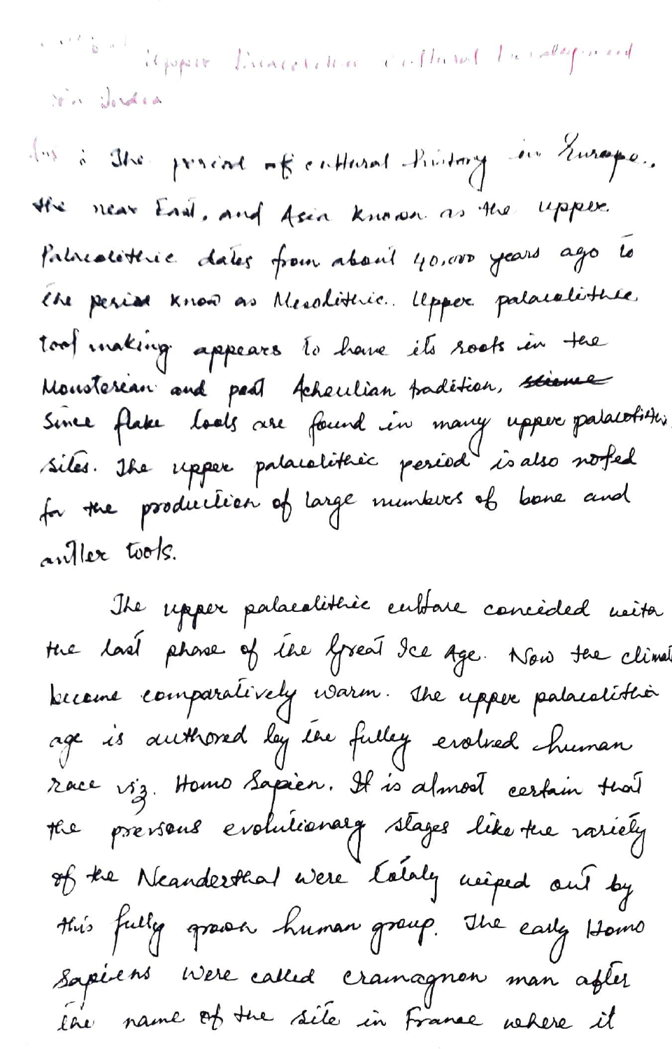Upper Palaeolithic Cultural Development in Europe

Ans: The period of cultural history in Europe, the near East, and Asia known as the upper Palaeolithic dates from about 40,000 years ago to the period know as Mesolithic. Upper palaeolithic tool making appears to have its roots in the Mousterian and past Acheulian tradition, ~~stone~~ since flake tools are found in many upper palaeolithic sites. The upper palaeolithic period is also noted for the production of large numbers of bone and antler tools.

The upper palaeolithic culture concided with the last phase of the Great Ice Age. Now the climate become comparatively warm. The upper palaeolithic age is authored by the fulley evolved human race viz. Homo Sapien. It is almost certain that the previous evolutionary stages like the variety of the Neanderthal were totaly wiped out by this fully grown human group. The early Homo Sapiens were called cramagnon man after the name of the site in France where it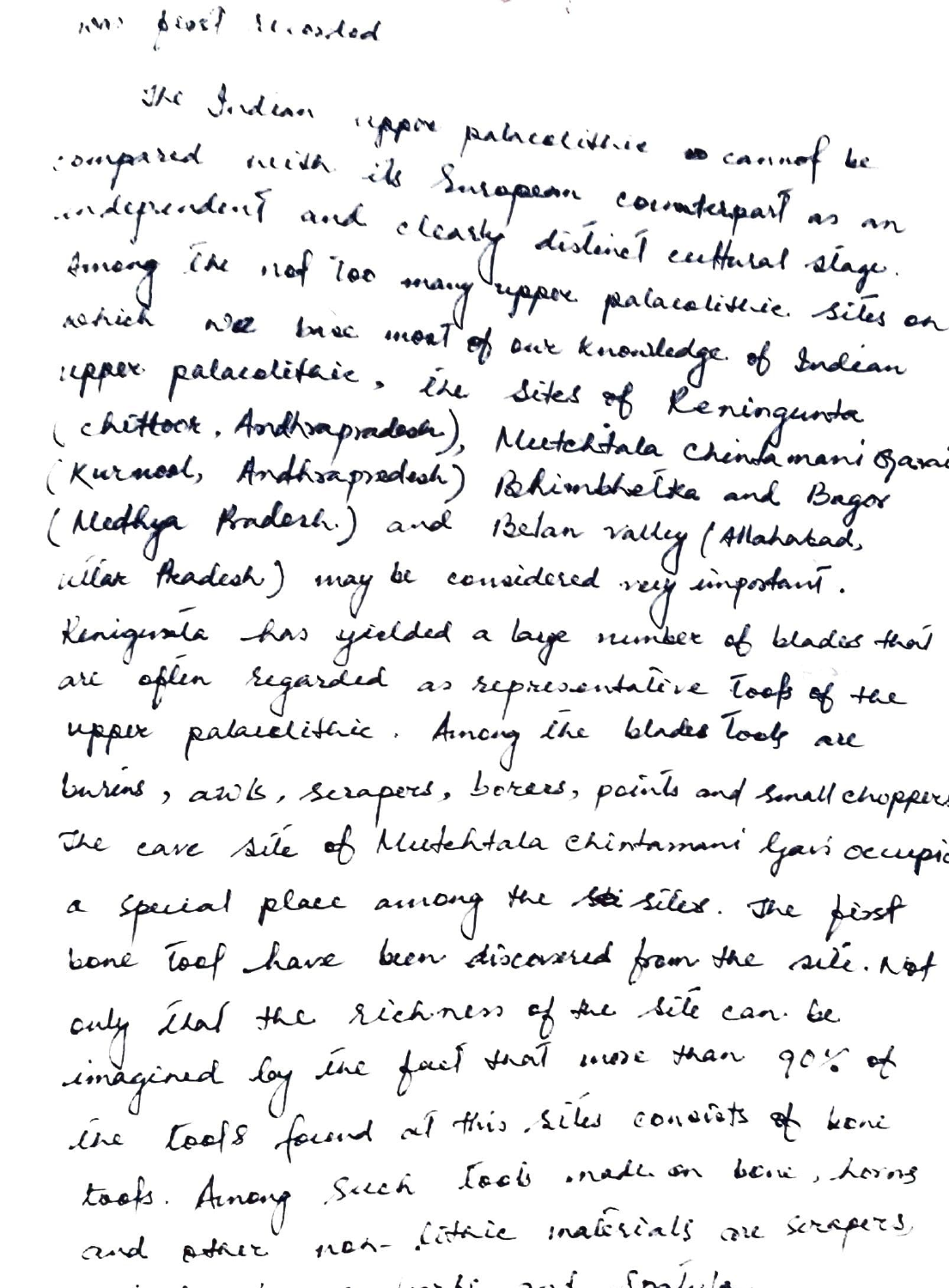was first recorded

The Indian upper palaeolithic cannot be compared with its European counterpart as an independent and clearly distinct cultural stage. Among the not too many upper palaeolithic sites on which we base most of our knowledge of Indian upper palaeolithic, the sites of Renigunta (Chittoor, Andhrapradesh), Muchchtala Chintamani Gavi (Kurnool, Andhrapradesh) Bhimbhetka and Bagor (Madhya Pradesh) and Belan valley (Allahabad, Uttar Pradesh) may be considered very important. Renigunta has yielded a large number of blades that are often regarded as representative tools of the upper palaeolithic. Among the blades tools are burins, awls, scrapers, borers, points and small choppers. The cave site of Muchchtala Chintamani Gavi occupies a special place among the sites. The first bone tool have been discovered from the site. Not only that the richness of the site can be imagined by the fact that more than 90% of the tools found at this sites consists of bone tools. Among such tools made on bone, horns and other non-lithic materials are scrapers,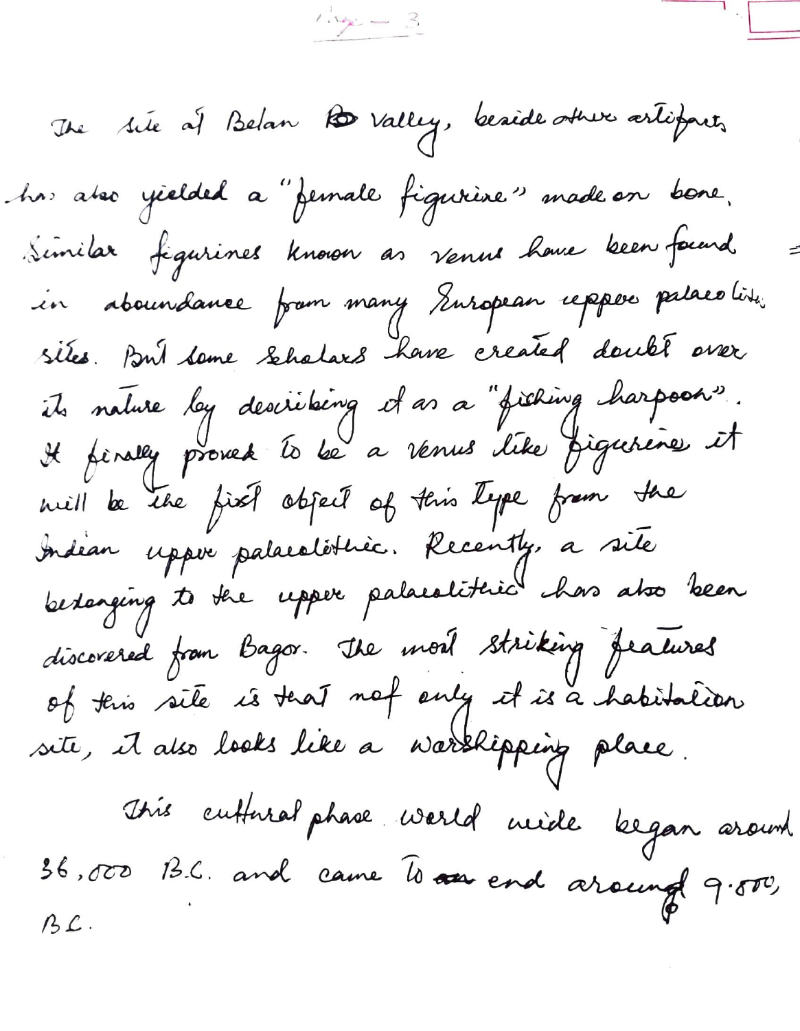The site of Belan ~~Ro~~ valley, beside other artifacts has also yielded a "female figurine" made on bone. Similar figurines known as venus have been found in abundance from many European upper palaeolithic sites. But some scholars have created doubt over its nature by describing it as a "fishing harpoon". It finally proved to be a venus like figurine it will be the first object of this type from the Indian upper palaeolithic. Recently, a site belonging to the upper palaeolithic has also been discovered from Bagor. The most striking features of this site is that not only it is a habitation site, it also looks like a worshipping place.

This cultural phase world wide began around 36,000 B.C. and came to ~~an~~ end around 9.000, B.C.